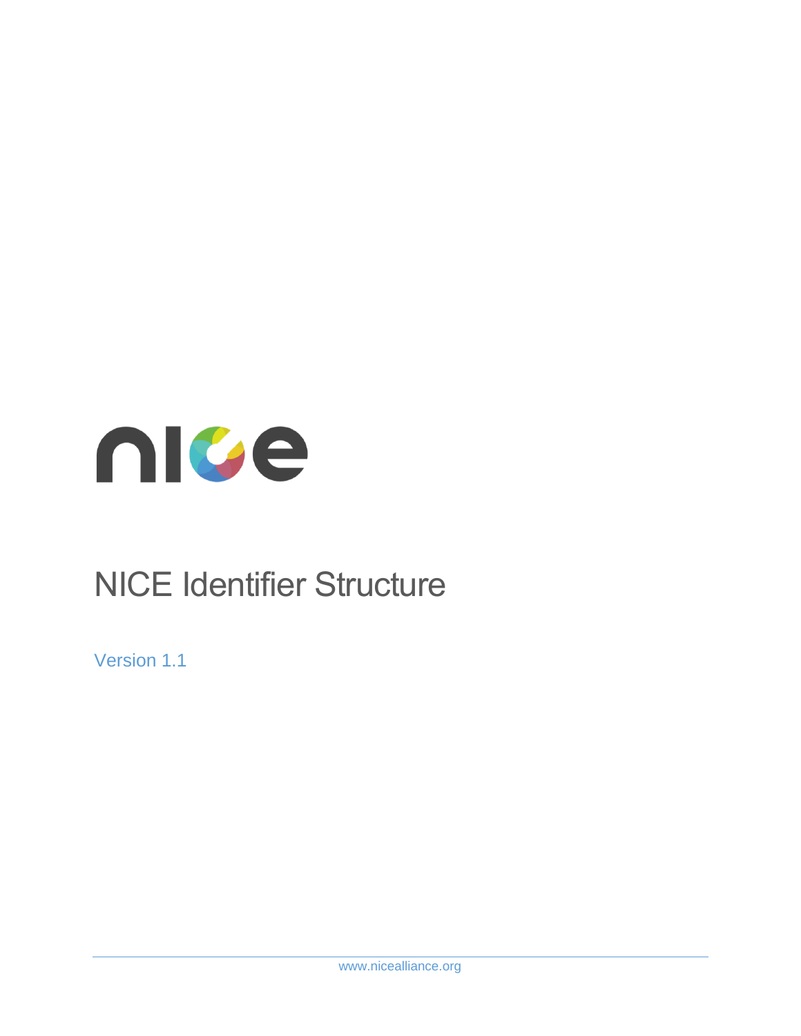# NICE Identifier Structure

Version 1.1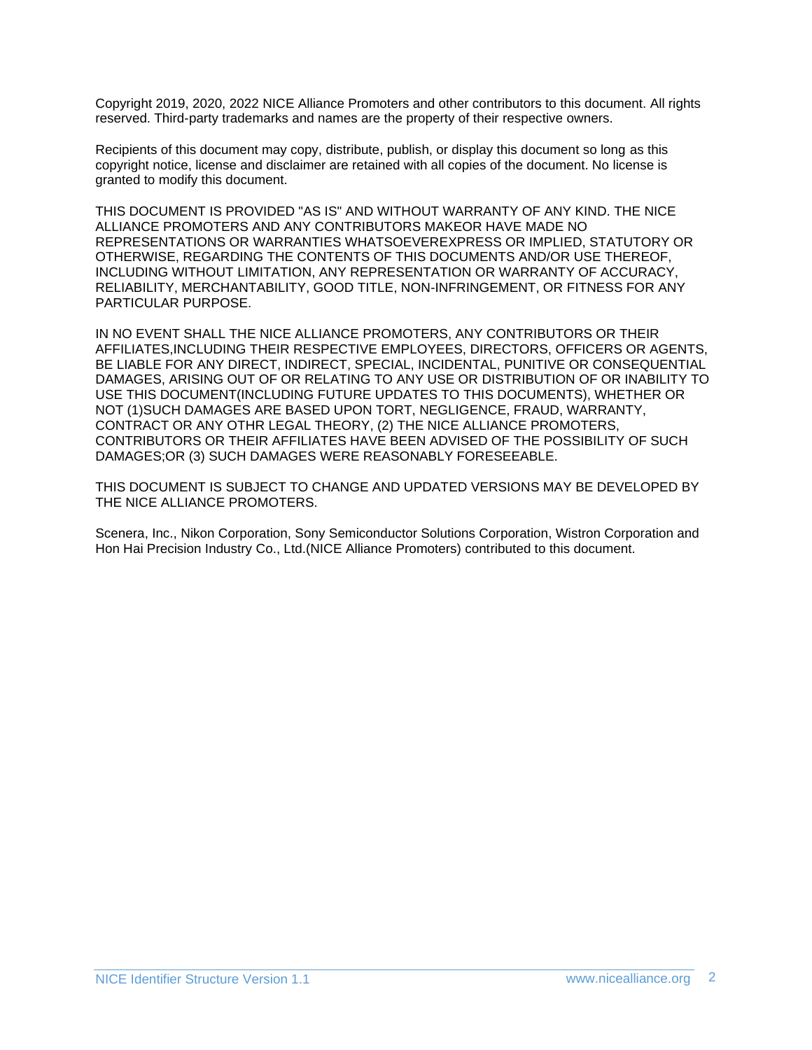Copyright 2019, 2020, 2022 NICE Alliance Promoters and other contributors to this document. All rights reserved. Third-party trademarks and names are the property of their respective owners.

Recipients of this document may copy, distribute, publish, or display this document so long as this copyright notice, license and disclaimer are retained with all copies of the document. No license is granted to modify this document.

THIS DOCUMENT IS PROVIDED "AS IS" AND WITHOUT WARRANTY OF ANY KIND. THE NICE ALLIANCE PROMOTERS AND ANY CONTRIBUTORS MAKEOR HAVE MADE NO REPRESENTATIONS OR WARRANTIES WHATSOEVEREXPRESS OR IMPLIED, STATUTORY OR OTHERWISE, REGARDING THE CONTENTS OF THIS DOCUMENTS AND/OR USE THEREOF, INCLUDING WITHOUT LIMITATION, ANY REPRESENTATION OR WARRANTY OF ACCURACY, RELIABILITY, MERCHANTABILITY, GOOD TITLE, NON-INFRINGEMENT, OR FITNESS FOR ANY PARTICULAR PURPOSE.

IN NO EVENT SHALL THE NICE ALLIANCE PROMOTERS, ANY CONTRIBUTORS OR THEIR AFFILIATES,INCLUDING THEIR RESPECTIVE EMPLOYEES, DIRECTORS, OFFICERS OR AGENTS, BE LIABLE FOR ANY DIRECT, INDIRECT, SPECIAL, INCIDENTAL, PUNITIVE OR CONSEQUENTIAL DAMAGES, ARISING OUT OF OR RELATING TO ANY USE OR DISTRIBUTION OF OR INABILITY TO USE THIS DOCUMENT(INCLUDING FUTURE UPDATES TO THIS DOCUMENTS), WHETHER OR NOT (1)SUCH DAMAGES ARE BASED UPON TORT, NEGLIGENCE, FRAUD, WARRANTY, CONTRACT OR ANY OTHR LEGAL THEORY, (2) THE NICE ALLIANCE PROMOTERS, CONTRIBUTORS OR THEIR AFFILIATES HAVE BEEN ADVISED OF THE POSSIBILITY OF SUCH DAMAGES;OR (3) SUCH DAMAGES WERE REASONABLY FORESEEABLE.

THIS DOCUMENT IS SUBJECT TO CHANGE AND UPDATED VERSIONS MAY BE DEVELOPED BY THE NICE ALLIANCE PROMOTERS.

Scenera, Inc., Nikon Corporation, Sony Semiconductor Solutions Corporation, Wistron Corporation and Hon Hai Precision Industry Co., Ltd.(NICE Alliance Promoters) contributed to this document.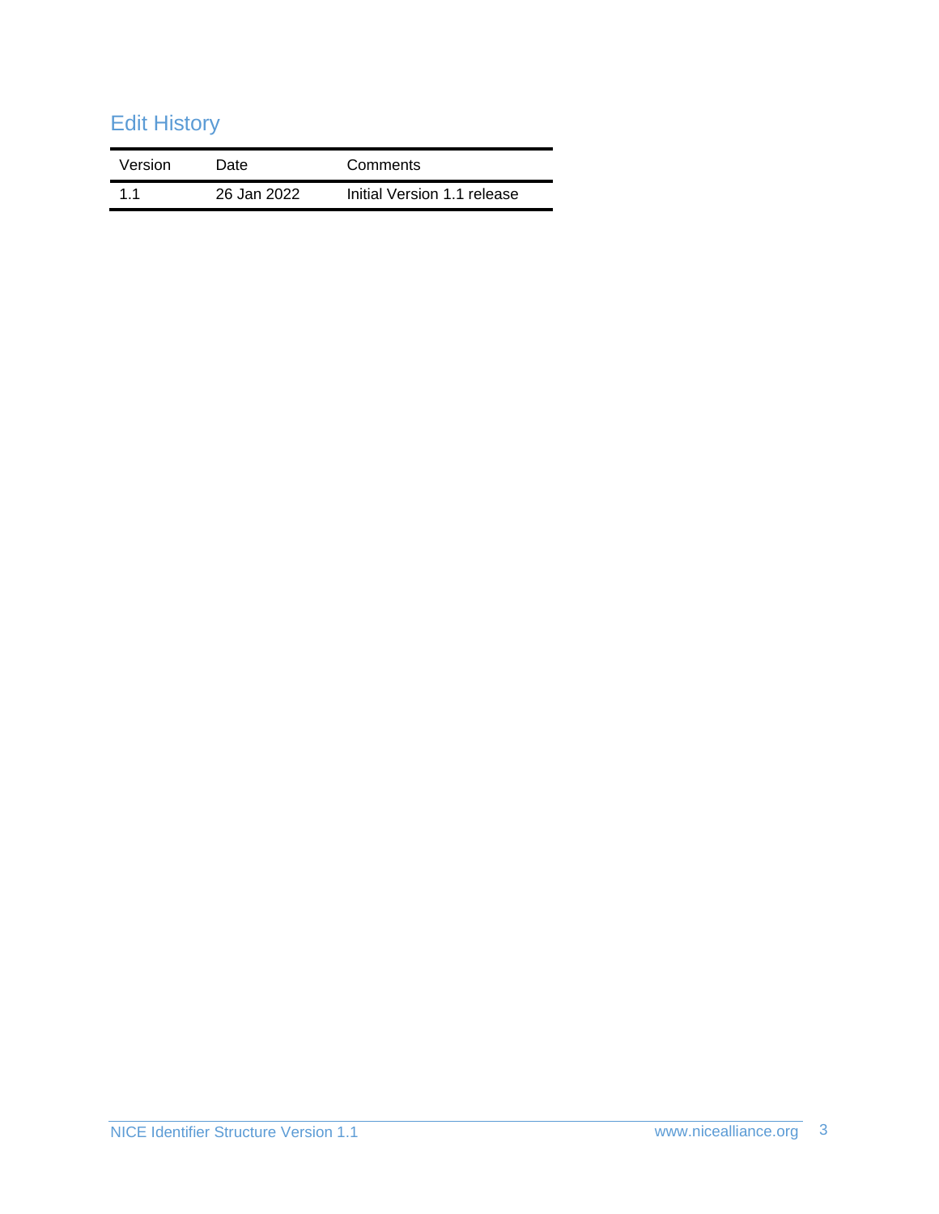## Edit History

| Version | Date | Comments |
|---|---|---|
| 1.1 | 26 Jan 2022 | Initial Version 1.1 release |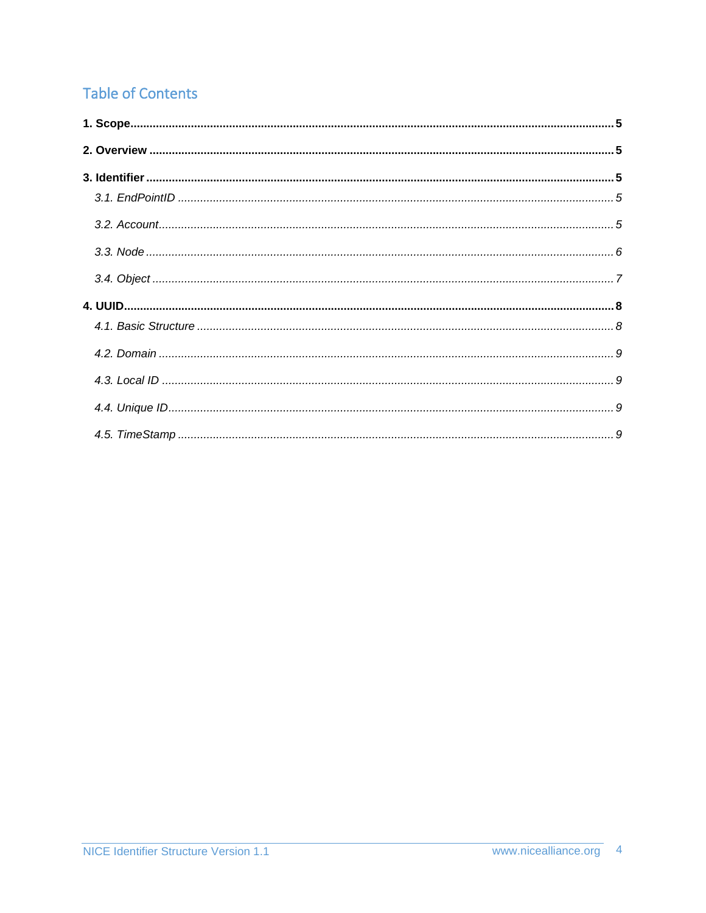## Table of Contents

**1. Scope** ..................................................................................................................................... **5**

**2. Overview** ............................................................................................................................... **5**

**3. Identifier** ............................................................................................................................... **5**

*3.1. EndPointID* ..................................................................................................................... *5*

*3.2. Account* ........................................................................................................................... *5*

*3.3. Node* ............................................................................................................................... *6*

*3.4. Object* ............................................................................................................................. *7*

**4. UUID** ..................................................................................................................................... **8**

*4.1. Basic Structure* ................................................................................................................ *8*

*4.2. Domain* ........................................................................................................................... *9*

*4.3. Local ID* .......................................................................................................................... *9*

*4.4. Unique ID* ........................................................................................................................ *9*

*4.5. TimeStamp* ..................................................................................................................... *9*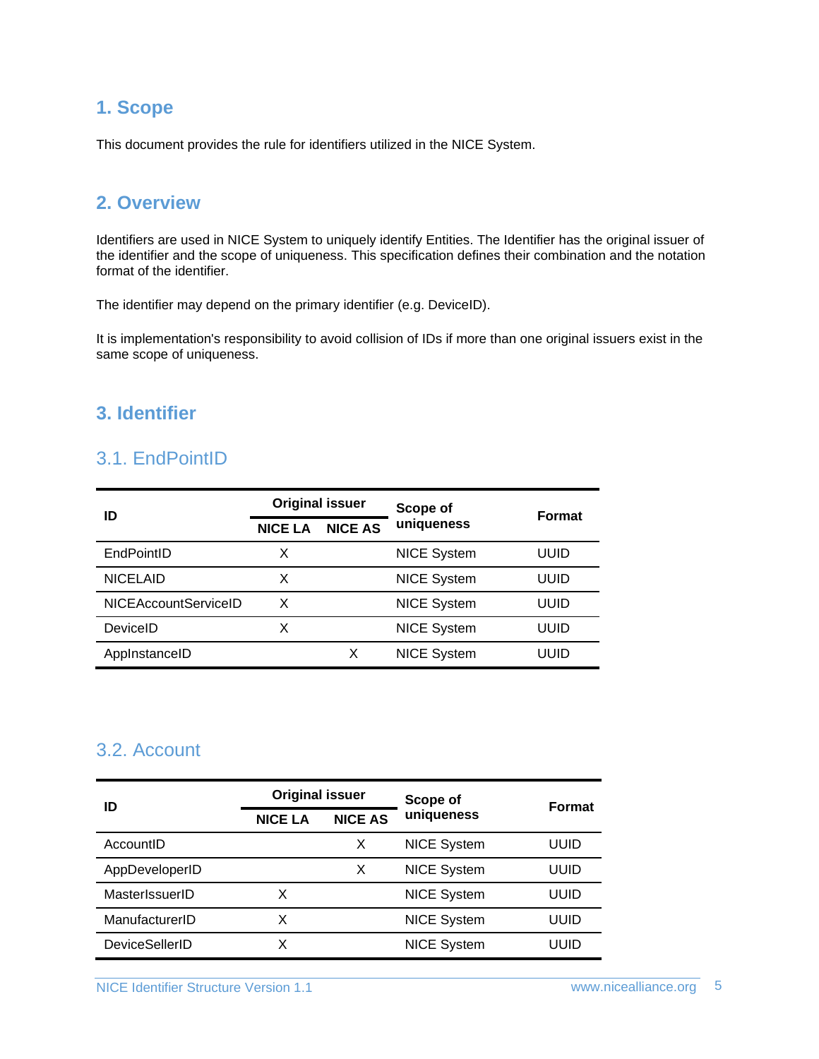## 1. Scope

This document provides the rule for identifiers utilized in the NICE System.

## 2. Overview

Identifiers are used in NICE System to uniquely identify Entities. The Identifier has the original issuer of the identifier and the scope of uniqueness. This specification defines their combination and the notation format of the identifier.

The identifier may depend on the primary identifier (e.g. DeviceID).

It is implementation's responsibility to avoid collision of IDs if more than one original issuers exist in the same scope of uniqueness.

## 3. Identifier

### 3.1. EndPointID

| ID | Original issuer | | Scope of uniqueness | Format |
|---|---|---|---|---|
| | NICE LA | NICE AS | | |
| EndPointID | X | | NICE System | UUID |
| NICELAID | X | | NICE System | UUID |
| NICEAccountServiceID | X | | NICE System | UUID |
| DeviceID | X | | NICE System | UUID |
| AppInstanceID | | X | NICE System | UUID |

### 3.2. Account

| ID | Original issuer | | Scope of uniqueness | Format |
|---|---|---|---|---|
| | NICE LA | NICE AS | | |
| AccountID | | X | NICE System | UUID |
| AppDeveloperID | | X | NICE System | UUID |
| MasterIssuerID | X | | NICE System | UUID |
| ManufacturerID | X | | NICE System | UUID |
| DeviceSellerID | X | | NICE System | UUID |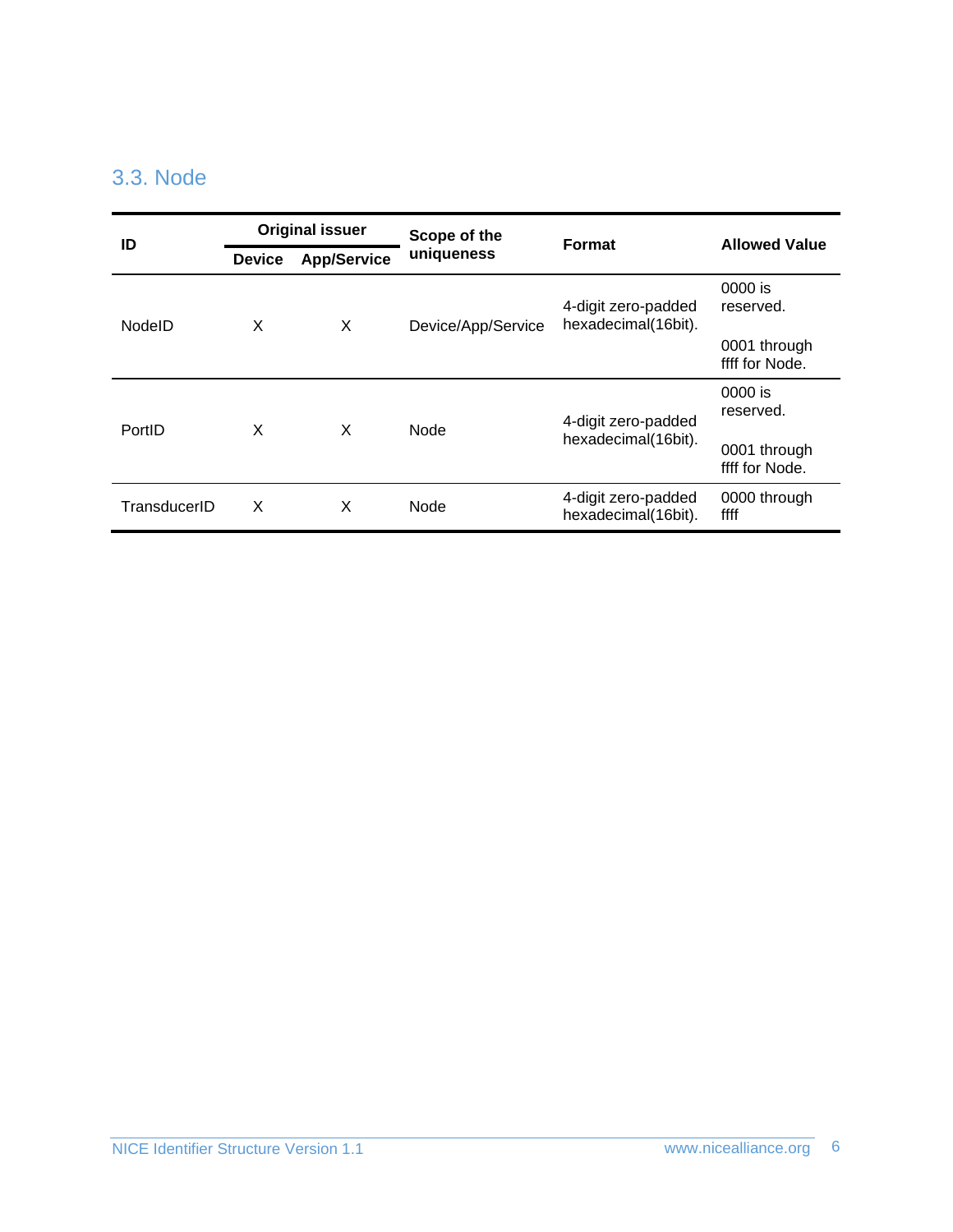## 3.3. Node

| ID | Original issuer | | Scope of the uniqueness | Format | Allowed Value |
|---|---|---|---|---|---|
| | Device | App/Service | | | |
| NodeID | X | X | Device/App/Service | 4-digit zero-padded hexadecimal(16bit). | 0000 is reserved.<br><br>0001 through ffff for Node. |
| PortID | X | X | Node | 4-digit zero-padded hexadecimal(16bit). | 0000 is reserved.<br><br>0001 through ffff for Node. |
| TransducerID | X | X | Node | 4-digit zero-padded hexadecimal(16bit). | 0000 through ffff |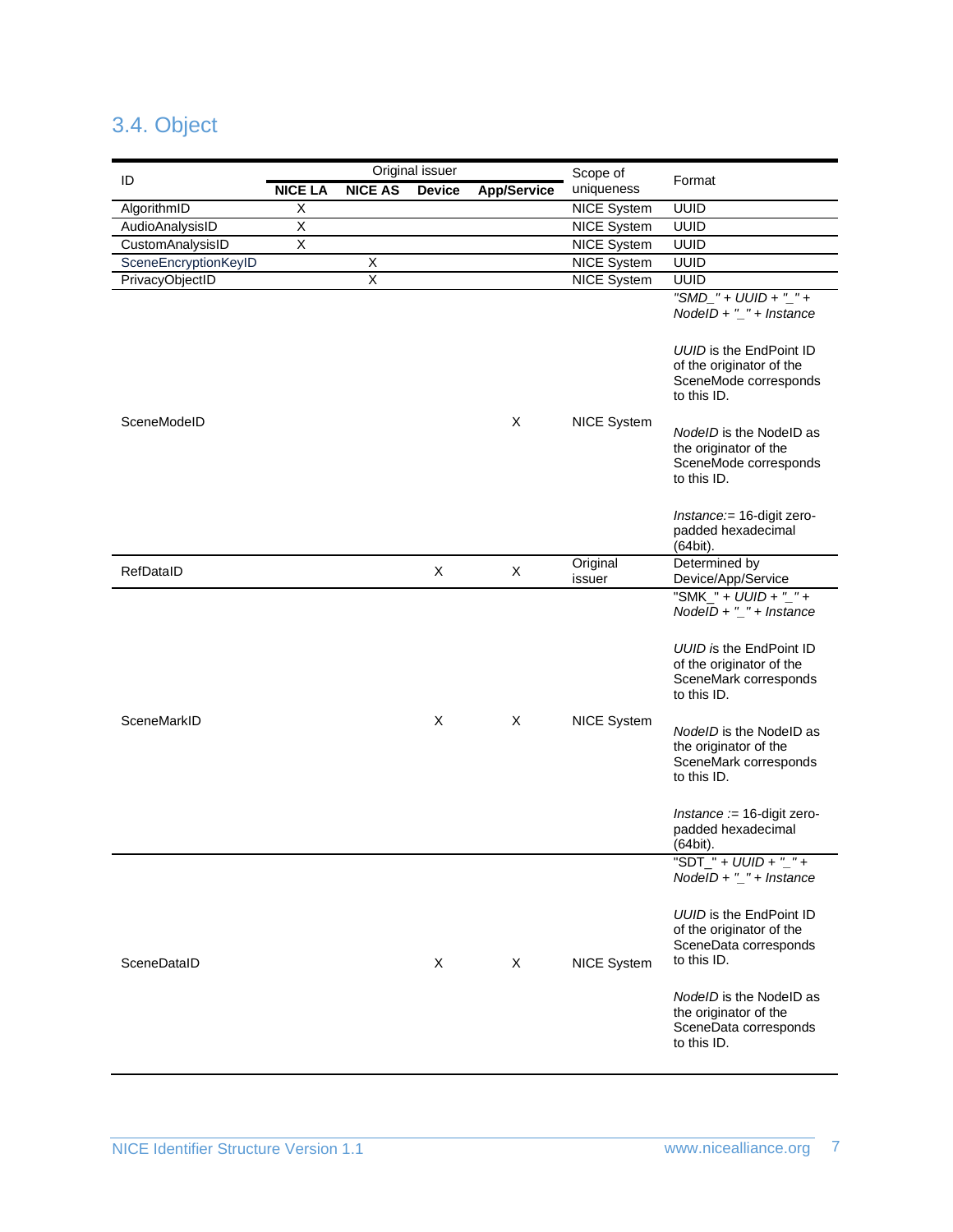## 3.4. Object

| ID | Original issuer | | | | Scope of uniqueness | Format |
|---|---|---|---|---|---|---|
| | **NICE LA** | **NICE AS** | **Device** | **App/Service** | | |
| AlgorithmID | X | | | | NICE System | UUID |
| AudioAnalysisID | X | | | | NICE System | UUID |
| CustomAnalysisID | X | | | | NICE System | UUID |
| SceneEncryptionKeyID | | X | | | NICE System | UUID |
| PrivacyObjectID | | X | | | NICE System | UUID |
| SceneModeID | | | | X | NICE System | *"SMD_" + UUID + "_" + NodeID + "_" + Instance*<br><br>*UUID* is the EndPoint ID of the originator of the SceneMode corresponds to this ID.<br><br>*NodeID* is the NodeID as the originator of the SceneMode corresponds to this ID.<br><br>*Instance*:= 16-digit zero-padded hexadecimal (64bit). |
| RefDataID | | | X | X | Original issuer | Determined by Device/App/Service |
| SceneMarkID | | | X | X | NICE System | "SMK_" + *UUID* + "_" + *NodeID* + "_" + *Instance*<br><br>*UUID* is the EndPoint ID of the originator of the SceneMark corresponds to this ID.<br><br>*NodeID* is the NodeID as the originator of the SceneMark corresponds to this ID.<br><br>*Instance* := 16-digit zero-padded hexadecimal (64bit). |
| SceneDataID | | | X | X | NICE System | "SDT_" + *UUID* + "_" + *NodeID* + "_" + *Instance*<br><br>*UUID* is the EndPoint ID of the originator of the SceneData corresponds to this ID.<br><br>*NodeID* is the NodeID as the originator of the SceneData corresponds to this ID. |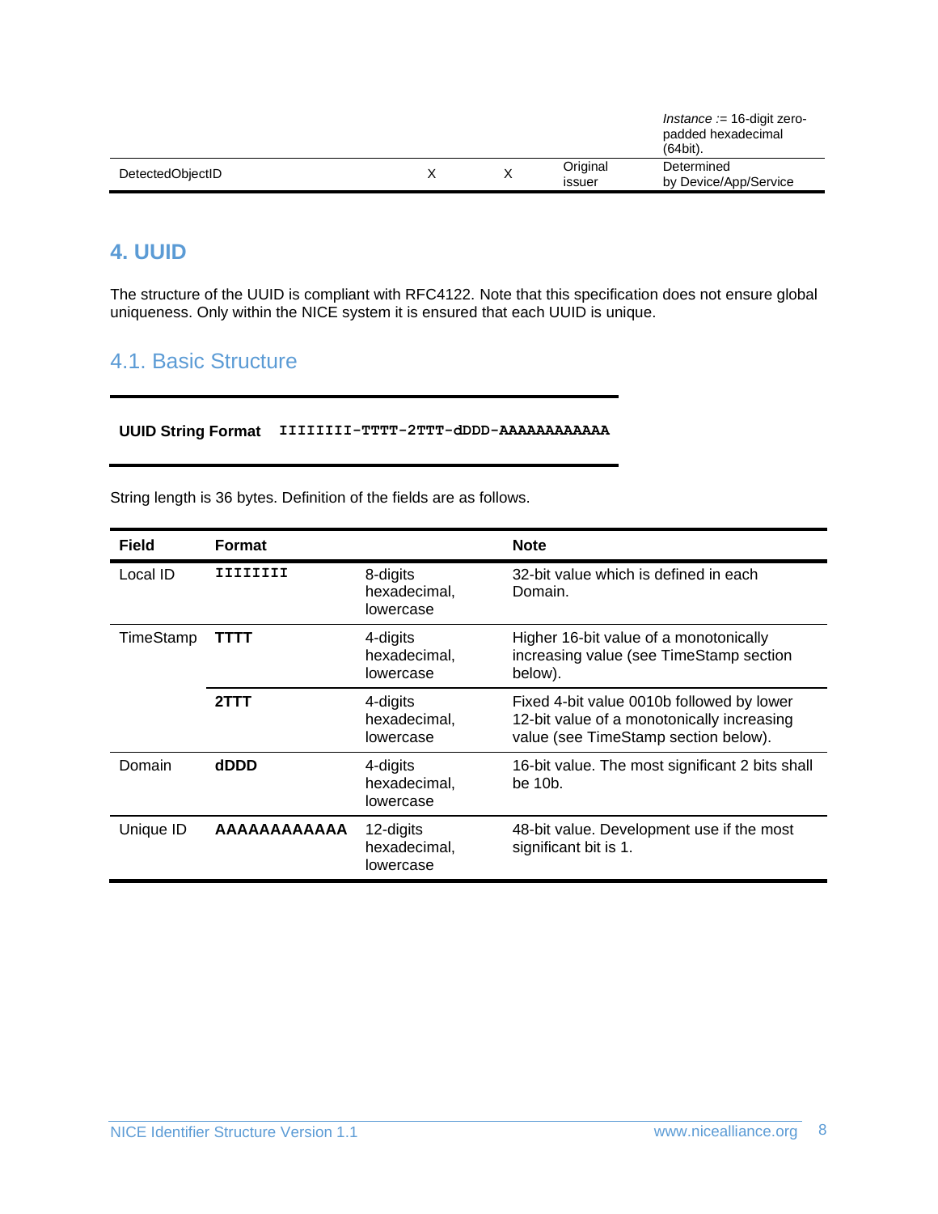| | | | | *Instance* := 16-digit zero-padded hexadecimal (64bit). |
|---|---|---|---|---|
| DetectedObjectID | X | X | Original issuer | Determined by Device/App/Service |

## 4. UUID

The structure of the UUID is compliant with RFC4122. Note that this specification does not ensure global uniqueness. Only within the NICE system it is ensured that each UUID is unique.

### 4.1. Basic Structure

| **UUID String Format** | `IIIIIIII-TTTT-2TTT-dDDD-AAAAAAAAAAAA` |
|---|---|

String length is 36 bytes. Definition of the fields are as follows.

| Field | Format | | Note |
|---|---|---|---|
| Local ID | `IIIIIIII` | 8-digits hexadecimal, lowercase | 32-bit value which is defined in each Domain. |
| TimeStamp | **TTTT** | 4-digits hexadecimal, lowercase | Higher 16-bit value of a monotonically increasing value (see TimeStamp section below). |
| | **2TTT** | 4-digits hexadecimal, lowercase | Fixed 4-bit value 0010b followed by lower 12-bit value of a monotonically increasing value (see TimeStamp section below). |
| Domain | **dDDD** | 4-digits hexadecimal, lowercase | 16-bit value. The most significant 2 bits shall be 10b. |
| Unique ID | **AAAAAAAAAAAA** | 12-digits hexadecimal, lowercase | 48-bit value. Development use if the most significant bit is 1. |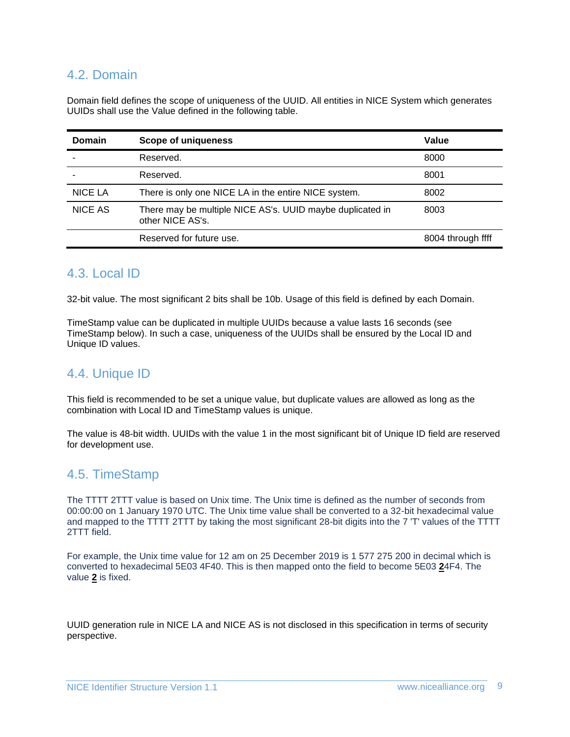## 4.2. Domain

Domain field defines the scope of uniqueness of the UUID. All entities in NICE System which generates UUIDs shall use the Value defined in the following table.

| Domain | Scope of uniqueness | Value |
|---|---|---|
| - | Reserved. | 8000 |
| - | Reserved. | 8001 |
| NICE LA | There is only one NICE LA in the entire NICE system. | 8002 |
| NICE AS | There may be multiple NICE AS's. UUID maybe duplicated in other NICE AS's. | 8003 |
| | Reserved for future use. | 8004 through ffff |

## 4.3. Local ID

32-bit value. The most significant 2 bits shall be 10b. Usage of this field is defined by each Domain.

TimeStamp value can be duplicated in multiple UUIDs because a value lasts 16 seconds (see TimeStamp below). In such a case, uniqueness of the UUIDs shall be ensured by the Local ID and Unique ID values.

## 4.4. Unique ID

This field is recommended to be set a unique value, but duplicate values are allowed as long as the combination with Local ID and TimeStamp values is unique.

The value is 48-bit width. UUIDs with the value 1 in the most significant bit of Unique ID field are reserved for development use.

## 4.5. TimeStamp

The TTTT 2TTT value is based on Unix time. The Unix time is defined as the number of seconds from 00:00:00 on 1 January 1970 UTC. The Unix time value shall be converted to a 32-bit hexadecimal value and mapped to the TTTT 2TTT by taking the most significant 28-bit digits into the 7 'T' values of the TTTT 2TTT field.

For example, the Unix time value for 12 am on 25 December 2019 is 1 577 275 200 in decimal which is converted to hexadecimal 5E03 4F40. This is then mapped onto the field to become 5E03 **2**4F4. The value **2** is fixed.

UUID generation rule in NICE LA and NICE AS is not disclosed in this specification in terms of security perspective.